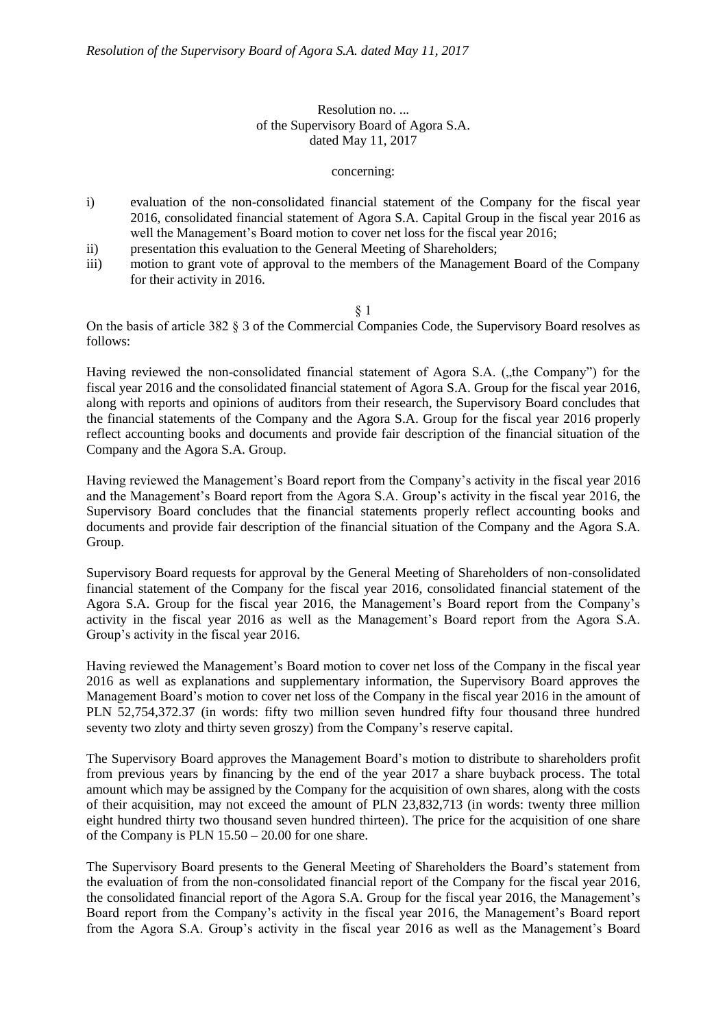*Resolution of the Supervisory Board of Agora S.A. dated May 11, 2017*

Resolution no. ...
of the Supervisory Board of Agora S.A.
dated May 11, 2017

concerning:

i) evaluation of the non-consolidated financial statement of the Company for the fiscal year 2016, consolidated financial statement of Agora S.A. Capital Group in the fiscal year 2016 as well the Management's Board motion to cover net loss for the fiscal year 2016;
ii) presentation this evaluation to the General Meeting of Shareholders;
iii) motion to grant vote of approval to the members of the Management Board of the Company for their activity in 2016.

§ 1

On the basis of article 382 § 3 of the Commercial Companies Code, the Supervisory Board resolves as follows:

Having reviewed the non-consolidated financial statement of Agora S.A. („the Company") for the fiscal year 2016 and the consolidated financial statement of Agora S.A. Group for the fiscal year 2016, along with reports and opinions of auditors from their research, the Supervisory Board concludes that the financial statements of the Company and the Agora S.A. Group for the fiscal year 2016 properly reflect accounting books and documents and provide fair description of the financial situation of the Company and the Agora S.A. Group.

Having reviewed the Management's Board report from the Company's activity in the fiscal year 2016 and the Management's Board report from the Agora S.A. Group's activity in the fiscal year 2016, the Supervisory Board concludes that the financial statements properly reflect accounting books and documents and provide fair description of the financial situation of the Company and the Agora S.A. Group.

Supervisory Board requests for approval by the General Meeting of Shareholders of non-consolidated financial statement of the Company for the fiscal year 2016, consolidated financial statement of the Agora S.A. Group for the fiscal year 2016, the Management's Board report from the Company's activity in the fiscal year 2016 as well as the Management's Board report from the Agora S.A. Group's activity in the fiscal year 2016.

Having reviewed the Management's Board motion to cover net loss of the Company in the fiscal year 2016 as well as explanations and supplementary information, the Supervisory Board approves the Management Board's motion to cover net loss of the Company in the fiscal year 2016 in the amount of PLN 52,754,372.37 (in words: fifty two million seven hundred fifty four thousand three hundred seventy two zloty and thirty seven groszy) from the Company's reserve capital.

The Supervisory Board approves the Management Board's motion to distribute to shareholders profit from previous years by financing by the end of the year 2017 a share buyback process. The total amount which may be assigned by the Company for the acquisition of own shares, along with the costs of their acquisition, may not exceed the amount of PLN 23,832,713 (in words: twenty three million eight hundred thirty two thousand seven hundred thirteen). The price for the acquisition of one share of the Company is PLN 15.50 – 20.00 for one share.

The Supervisory Board presents to the General Meeting of Shareholders the Board's statement from the evaluation of from the non-consolidated financial report of the Company for the fiscal year 2016, the consolidated financial report of the Agora S.A. Group for the fiscal year 2016, the Management's Board report from the Company's activity in the fiscal year 2016, the Management's Board report from the Agora S.A. Group's activity in the fiscal year 2016 as well as the Management's Board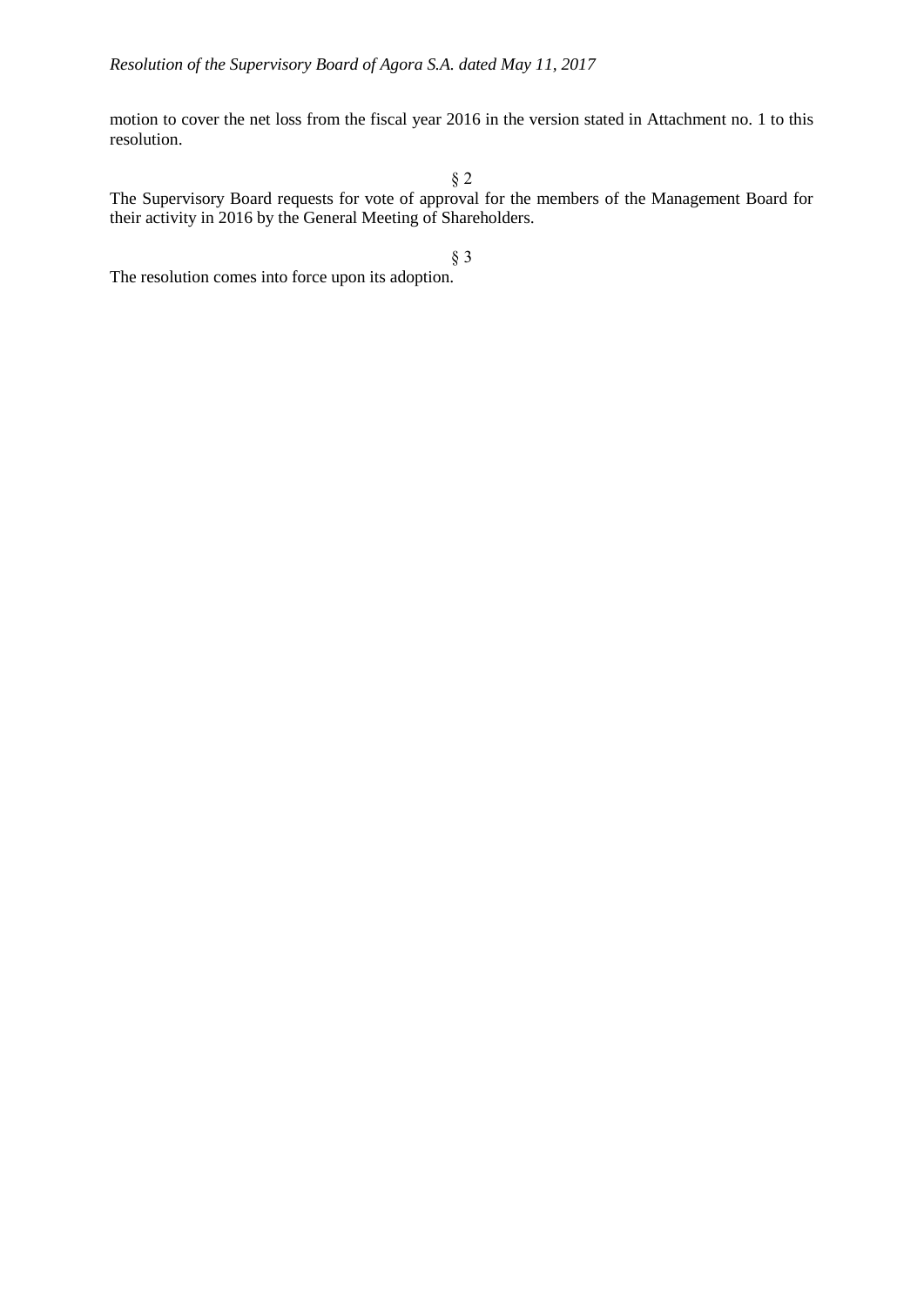motion to cover the net loss from the fiscal year 2016 in the version stated in Attachment no. 1 to this resolution.

§ 2

The Supervisory Board requests for vote of approval for the members of the Management Board for their activity in 2016 by the General Meeting of Shareholders.

§ 3

The resolution comes into force upon its adoption.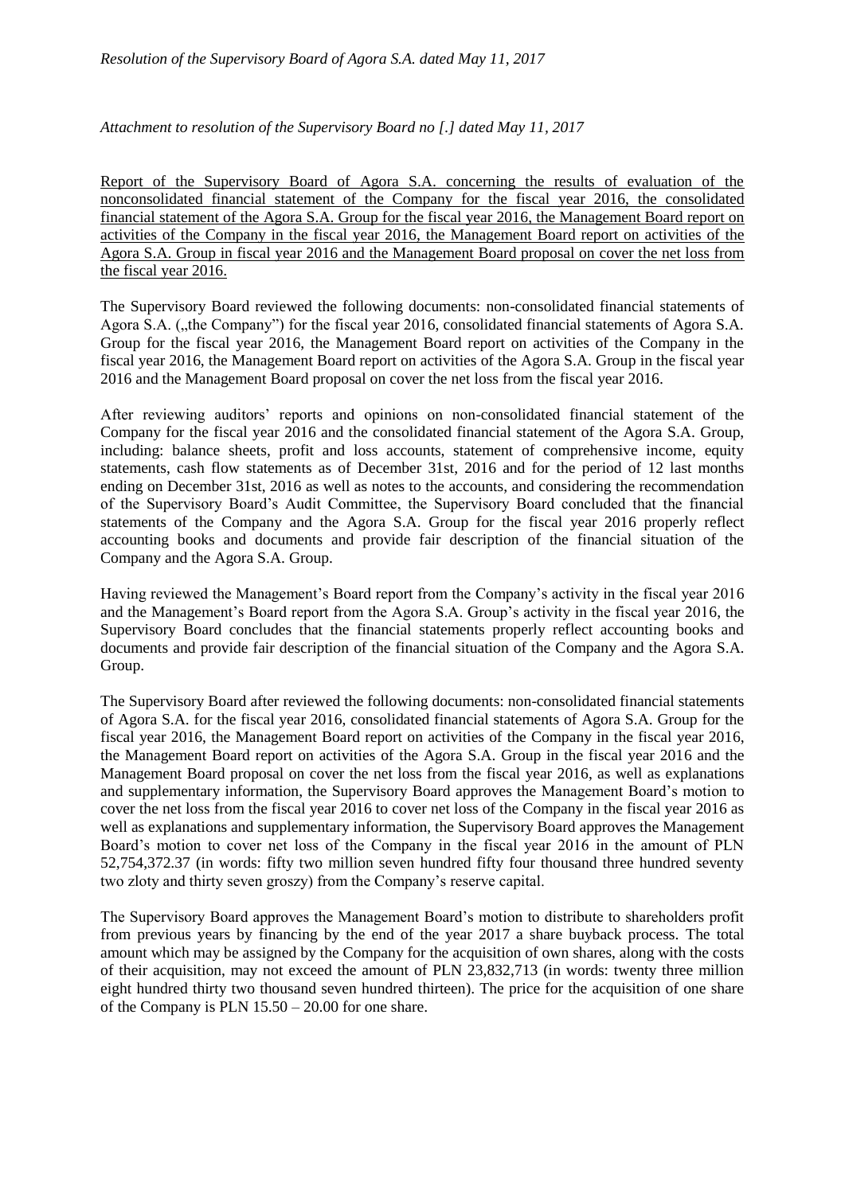*Resolution of the Supervisory Board of Agora S.A. dated May 11, 2017*

*Attachment to resolution of the Supervisory Board no [.] dated May 11, 2017*

Report of the Supervisory Board of Agora S.A. concerning the results of evaluation of the nonconsolidated financial statement of the Company for the fiscal year 2016, the consolidated financial statement of the Agora S.A. Group for the fiscal year 2016, the Management Board report on activities of the Company in the fiscal year 2016, the Management Board report on activities of the Agora S.A. Group in fiscal year 2016 and the Management Board proposal on cover the net loss from the fiscal year 2016.

The Supervisory Board reviewed the following documents: non-consolidated financial statements of Agora S.A. („the Company") for the fiscal year 2016, consolidated financial statements of Agora S.A. Group for the fiscal year 2016, the Management Board report on activities of the Company in the fiscal year 2016, the Management Board report on activities of the Agora S.A. Group in the fiscal year 2016 and the Management Board proposal on cover the net loss from the fiscal year 2016.

After reviewing auditors' reports and opinions on non-consolidated financial statement of the Company for the fiscal year 2016 and the consolidated financial statement of the Agora S.A. Group, including: balance sheets, profit and loss accounts, statement of comprehensive income, equity statements, cash flow statements as of December 31st, 2016 and for the period of 12 last months ending on December 31st, 2016 as well as notes to the accounts, and considering the recommendation of the Supervisory Board's Audit Committee, the Supervisory Board concluded that the financial statements of the Company and the Agora S.A. Group for the fiscal year 2016 properly reflect accounting books and documents and provide fair description of the financial situation of the Company and the Agora S.A. Group.

Having reviewed the Management's Board report from the Company's activity in the fiscal year 2016 and the Management's Board report from the Agora S.A. Group's activity in the fiscal year 2016, the Supervisory Board concludes that the financial statements properly reflect accounting books and documents and provide fair description of the financial situation of the Company and the Agora S.A. Group.

The Supervisory Board after reviewed the following documents: non-consolidated financial statements of Agora S.A. for the fiscal year 2016, consolidated financial statements of Agora S.A. Group for the fiscal year 2016, the Management Board report on activities of the Company in the fiscal year 2016, the Management Board report on activities of the Agora S.A. Group in the fiscal year 2016 and the Management Board proposal on cover the net loss from the fiscal year 2016, as well as explanations and supplementary information, the Supervisory Board approves the Management Board's motion to cover the net loss from the fiscal year 2016 to cover net loss of the Company in the fiscal year 2016 as well as explanations and supplementary information, the Supervisory Board approves the Management Board's motion to cover net loss of the Company in the fiscal year 2016 in the amount of PLN 52,754,372.37 (in words: fifty two million seven hundred fifty four thousand three hundred seventy two zloty and thirty seven groszy) from the Company's reserve capital.

The Supervisory Board approves the Management Board's motion to distribute to shareholders profit from previous years by financing by the end of the year 2017 a share buyback process. The total amount which may be assigned by the Company for the acquisition of own shares, along with the costs of their acquisition, may not exceed the amount of PLN 23,832,713 (in words: twenty three million eight hundred thirty two thousand seven hundred thirteen). The price for the acquisition of one share of the Company is PLN 15.50 – 20.00 for one share.